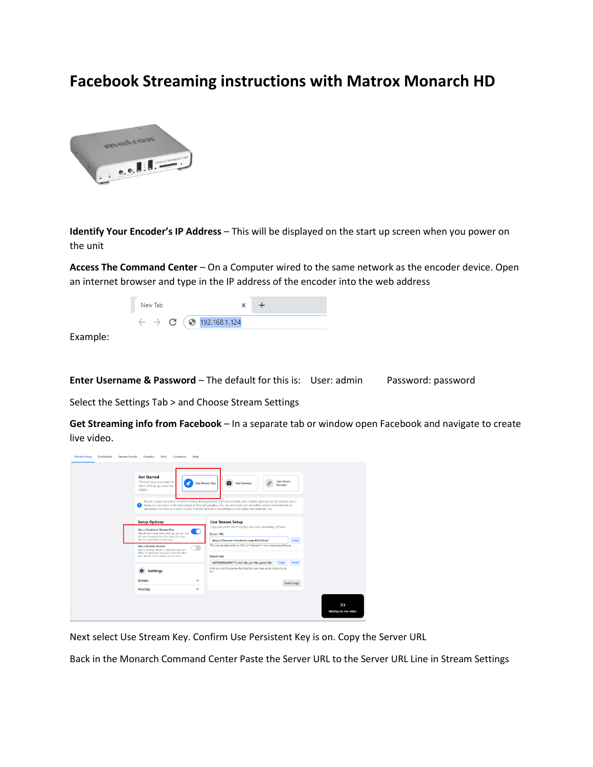# Facebook Streaming instructions with Matrox Monarch HD

**Identify Your Encoder's IP Address** – This will be displayed on the start up screen when you power on the unit

**Access The Command Center** – On a Computer wired to the same network as the encoder device. Open an internet browser and type in the IP address of the encoder into the web address

Example:

**Enter Username & Password** – The default for this is: User: admin Password: password

Select the Settings Tab > and Choose Stream Settings

**Get Streaming info from Facebook** – In a separate tab or window open Facebook and navigate to create live video.

Next select Use Stream Key. Confirm Use Persistent Key is on. Copy the Server URL

Back in the Monarch Command Center Paste the Server URL to the Server URL Line in Stream Settings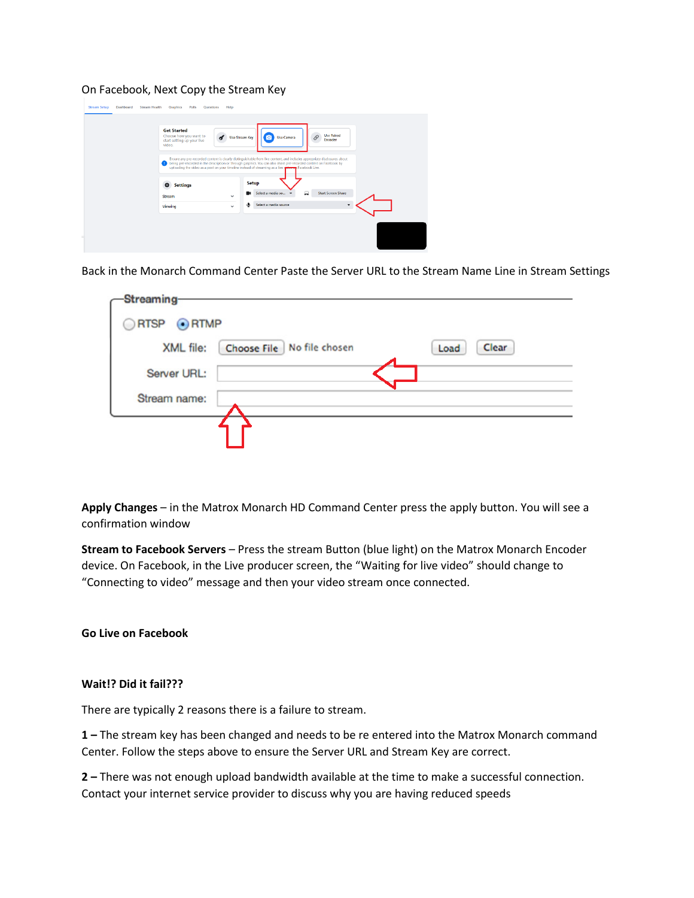On Facebook, Next Copy the Stream Key

Back in the Monarch Command Center Paste the Server URL to the Stream Name Line in Stream Settings

**Apply Changes** – in the Matrox Monarch HD Command Center press the apply button. You will see a confirmation window

**Stream to Facebook Servers** – Press the stream Button (blue light) on the Matrox Monarch Encoder device. On Facebook, in the Live producer screen, the "Waiting for live video" should change to "Connecting to video" message and then your video stream once connected.

**Go Live on Facebook**

**Wait!? Did it fail???**

There are typically 2 reasons there is a failure to stream.

**1 –** The stream key has been changed and needs to be re entered into the Matrox Monarch command Center. Follow the steps above to ensure the Server URL and Stream Key are correct.

**2 –** There was not enough upload bandwidth available at the time to make a successful connection. Contact your internet service provider to discuss why you are having reduced speeds